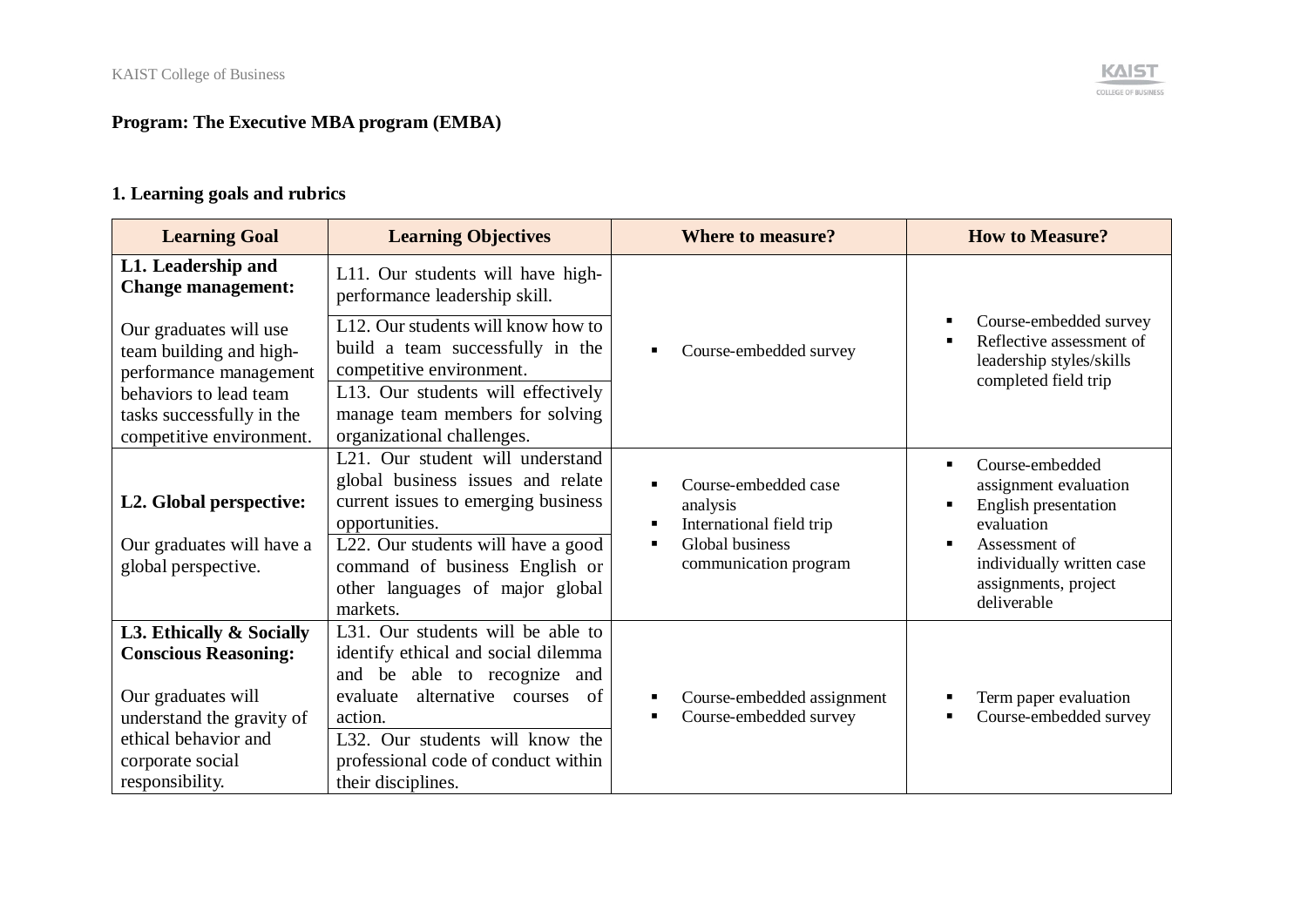**Program: The Executive MBA program (EMBA)**

**1. Learning goals and rubrics**

| Learning Goal | Learning Objectives | Where to measure? | How to Measure? |
|---|---|---|---|
| **L1. Leadership and Change management:**<br><br>Our graduates will use team building and high-performance management behaviors to lead team tasks successfully in the competitive environment. | L11. Our students will have high-performance leadership skill. | ▪ Course-embedded survey | ▪ Course-embedded survey<br>▪ Reflective assessment of leadership styles/skills completed field trip |
| | L12. Our students will know how to build a team successfully in the competitive environment. | | |
| | L13. Our students will effectively manage team members for solving organizational challenges. | | |
| **L2. Global perspective:**<br><br>Our graduates will have a global perspective. | L21. Our student will understand global business issues and relate current issues to emerging business opportunities. | ▪ Course-embedded case analysis<br>▪ International field trip<br>▪ Global business communication program | ▪ Course-embedded assignment evaluation<br>▪ English presentation evaluation<br>▪ Assessment of individually written case assignments, project deliverable |
| | L22. Our students will have a good command of business English or other languages of major global markets. | | |
| **L3. Ethically & Socially Conscious Reasoning:**<br><br>Our graduates will understand the gravity of ethical behavior and corporate social responsibility. | L31. Our students will be able to identify ethical and social dilemma and be able to recognize and evaluate alternative courses of action. | ▪ Course-embedded assignment<br>▪ Course-embedded survey | ▪ Term paper evaluation<br>▪ Course-embedded survey |
| | L32. Our students will know the professional code of conduct within their disciplines. | | |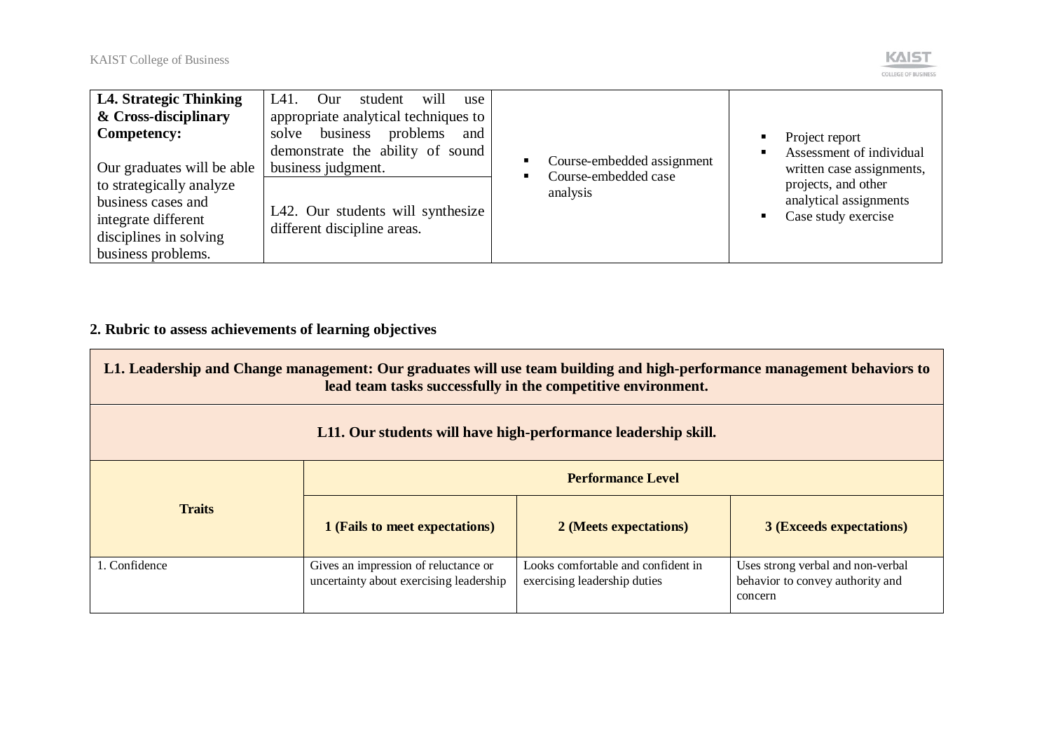| **L4. Strategic Thinking & Cross-disciplinary Competency:**<br><br>Our graduates will be able to strategically analyze business cases and integrate different disciplines in solving business problems. | L41. Our student will use appropriate analytical techniques to solve business problems and demonstrate the ability of sound business judgment. | ▪ Course-embedded assignment<br>▪ Course-embedded case analysis | ▪ Project report<br>▪ Assessment of individual written case assignments, projects, and other analytical assignments<br>▪ Case study exercise |
|---|---|---|---|
| | L42. Our students will synthesize different discipline areas. | | |

**2. Rubric to assess achievements of learning objectives**

| **L1. Leadership and Change management: Our graduates will use team building and high-performance management behaviors to lead team tasks successfully in the competitive environment.** | | | |
|---|---|---|---|
| **L11. Our students will have high-performance leadership skill.** | | | |
| **Traits** | **Performance Level** | | |
| | **1 (Fails to meet expectations)** | **2 (Meets expectations)** | **3 (Exceeds expectations)** |
| 1. Confidence | Gives an impression of reluctance or uncertainty about exercising leadership | Looks comfortable and confident in exercising leadership duties | Uses strong verbal and non-verbal behavior to convey authority and concern |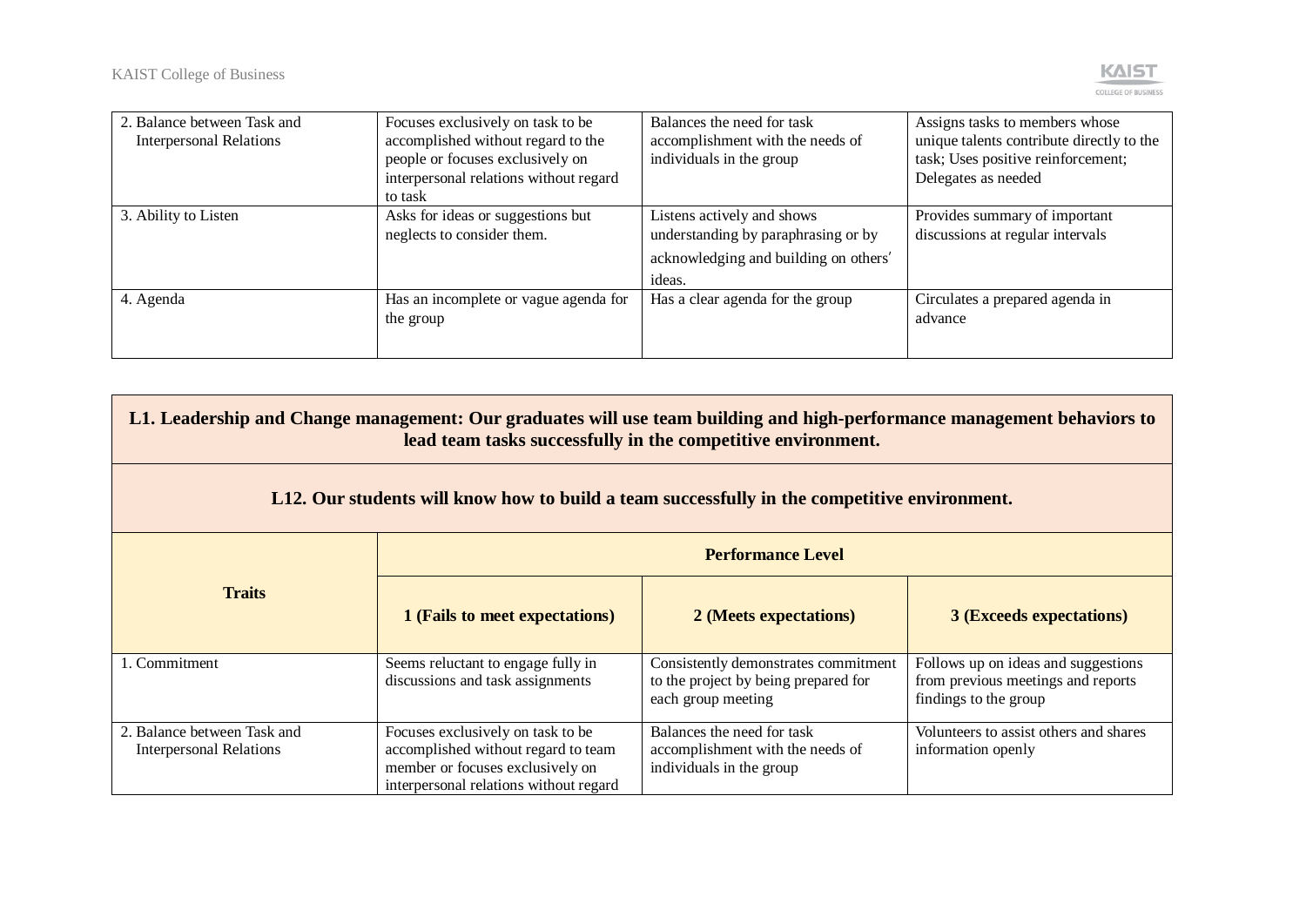| | | | |
|---|---|---|---|
| 2. Balance between Task and Interpersonal Relations | Focuses exclusively on task to be accomplished without regard to the people or focuses exclusively on interpersonal relations without regard to task | Balances the need for task accomplishment with the needs of individuals in the group | Assigns tasks to members whose unique talents contribute directly to the task; Uses positive reinforcement; Delegates as needed |
| 3. Ability to Listen | Asks for ideas or suggestions but neglects to consider them. | Listens actively and shows understanding by paraphrasing or by acknowledging and building on others' ideas. | Provides summary of important discussions at regular intervals |
| 4. Agenda | Has an incomplete or vague agenda for the group | Has a clear agenda for the group | Circulates a prepared agenda in advance |

| **L1. Leadership and Change management: Our graduates will use team building and high-performance management behaviors to lead team tasks successfully in the competitive environment.** | | | |
|---|---|---|---|
| **L12. Our students will know how to build a team successfully in the competitive environment.** | | | |
| **Traits** | **Performance Level** | | |
| | **1 (Fails to meet expectations)** | **2 (Meets expectations)** | **3 (Exceeds expectations)** |
| 1. Commitment | Seems reluctant to engage fully in discussions and task assignments | Consistently demonstrates commitment to the project by being prepared for each group meeting | Follows up on ideas and suggestions from previous meetings and reports findings to the group |
| 2. Balance between Task and Interpersonal Relations | Focuses exclusively on task to be accomplished without regard to team member or focuses exclusively on interpersonal relations without regard | Balances the need for task accomplishment with the needs of individuals in the group | Volunteers to assist others and shares information openly |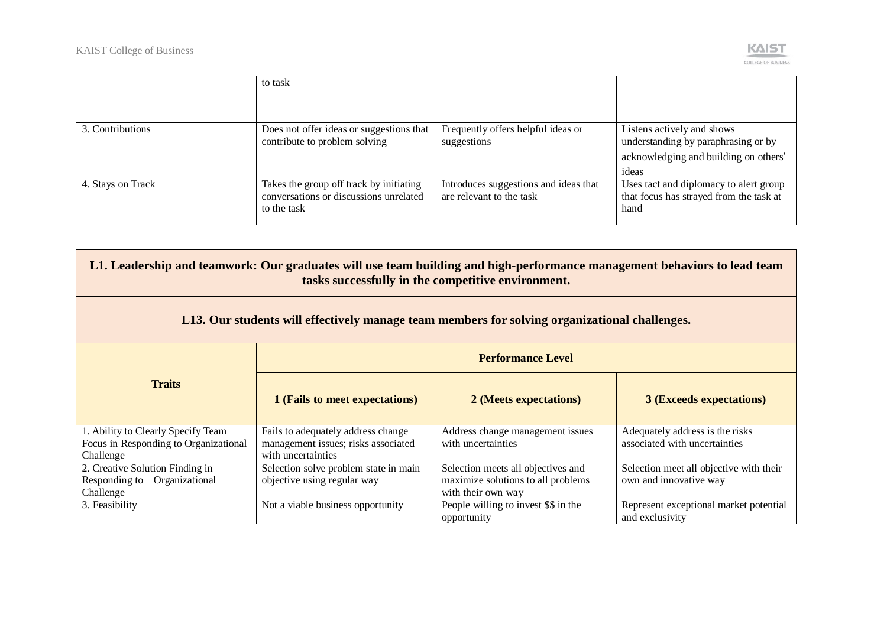| | | | |
|---|---|---|---|
| | to task | | |
| 3. Contributions | Does not offer ideas or suggestions that contribute to problem solving | Frequently offers helpful ideas or suggestions | Listens actively and shows understanding by paraphrasing or by acknowledging and building on others′ ideas |
| 4. Stays on Track | Takes the group off track by initiating conversations or discussions unrelated to the task | Introduces suggestions and ideas that are relevant to the task | Uses tact and diplomacy to alert group that focus has strayed from the task at hand |

| **L1. Leadership and teamwork: Our graduates will use team building and high-performance management behaviors to lead team tasks successfully in the competitive environment.** | | | |
|---|---|---|---|
| **L13. Our students will effectively manage team members for solving organizational challenges.** | | | |
| **Traits** | **Performance Level** | | |
| | **1 (Fails to meet expectations)** | **2 (Meets expectations)** | **3 (Exceeds expectations)** |
| 1. Ability to Clearly Specify Team Focus in Responding to Organizational Challenge | Fails to adequately address change management issues; risks associated with uncertainties | Address change management issues with uncertainties | Adequately address is the risks associated with uncertainties |
| 2. Creative Solution Finding in Responding to Organizational Challenge | Selection solve problem state in main objective using regular way | Selection meets all objectives and maximize solutions to all problems with their own way | Selection meet all objective with their own and innovative way |
| 3. Feasibility | Not a viable business opportunity | People willing to invest $$ in the opportunity | Represent exceptional market potential and exclusivity |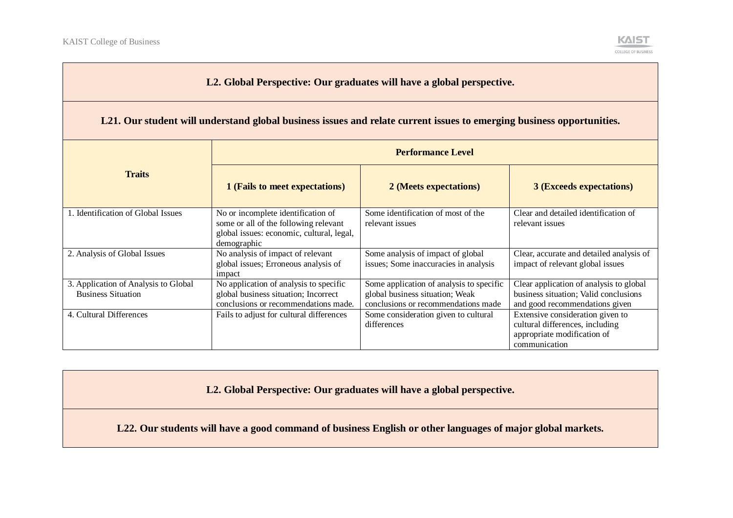| **L2. Global Perspective: Our graduates will have a global perspective.** | | | |
|---|---|---|---|
| **L21. Our student will understand global business issues and relate current issues to emerging business opportunities.** | | | |
| **Traits** | **Performance Level** | | |
| | **1 (Fails to meet expectations)** | **2 (Meets expectations)** | **3 (Exceeds expectations)** |
| 1. Identification of Global Issues | No or incomplete identification of some or all of the following relevant global issues: economic, cultural, legal, demographic | Some identification of most of the relevant issues | Clear and detailed identification of relevant issues |
| 2. Analysis of Global Issues | No analysis of impact of relevant global issues; Erroneous analysis of impact | Some analysis of impact of global issues; Some inaccuracies in analysis | Clear, accurate and detailed analysis of impact of relevant global issues |
| 3. Application of Analysis to Global Business Situation | No application of analysis to specific global business situation; Incorrect conclusions or recommendations made. | Some application of analysis to specific global business situation; Weak conclusions or recommendations made | Clear application of analysis to global business situation; Valid conclusions and good recommendations given |
| 4. Cultural Differences | Fails to adjust for cultural differences | Some consideration given to cultural differences | Extensive consideration given to cultural differences, including appropriate modification of communication |

| **L2. Global Perspective: Our graduates will have a global perspective.** |
|---|
| **L22. Our students will have a good command of business English or other languages of major global markets.** |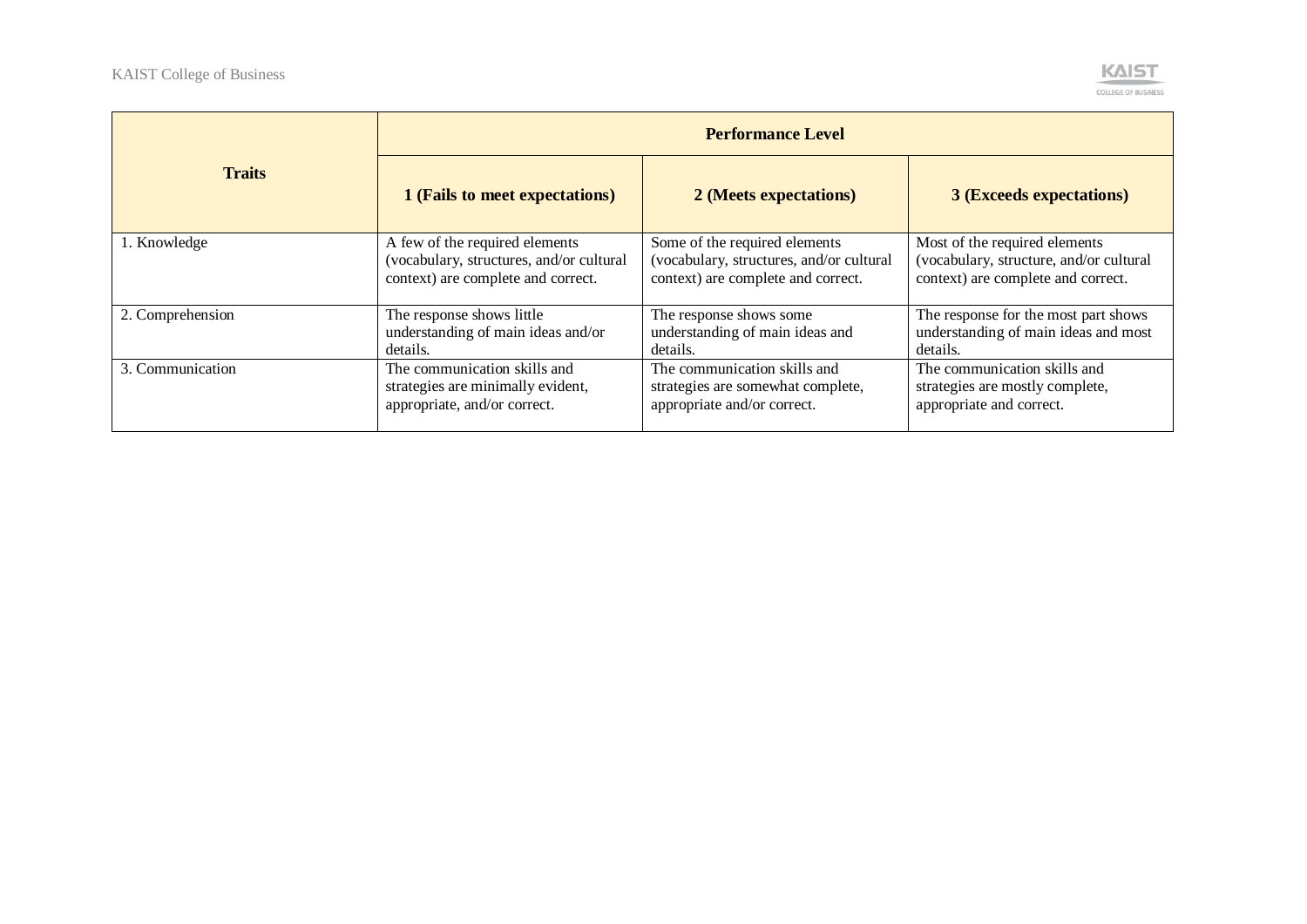| Traits | Performance Level | | |
|---|---|---|---|
| | **1 (Fails to meet expectations)** | **2 (Meets expectations)** | **3 (Exceeds expectations)** |
| 1. Knowledge | A few of the required elements (vocabulary, structures, and/or cultural context) are complete and correct. | Some of the required elements (vocabulary, structures, and/or cultural context) are complete and correct. | Most of the required elements (vocabulary, structure, and/or cultural context) are complete and correct. |
| 2. Comprehension | The response shows little understanding of main ideas and/or details. | The response shows some understanding of main ideas and details. | The response for the most part shows understanding of main ideas and most details. |
| 3. Communication | The communication skills and strategies are minimally evident, appropriate, and/or correct. | The communication skills and strategies are somewhat complete, appropriate and/or correct. | The communication skills and strategies are mostly complete, appropriate and correct. |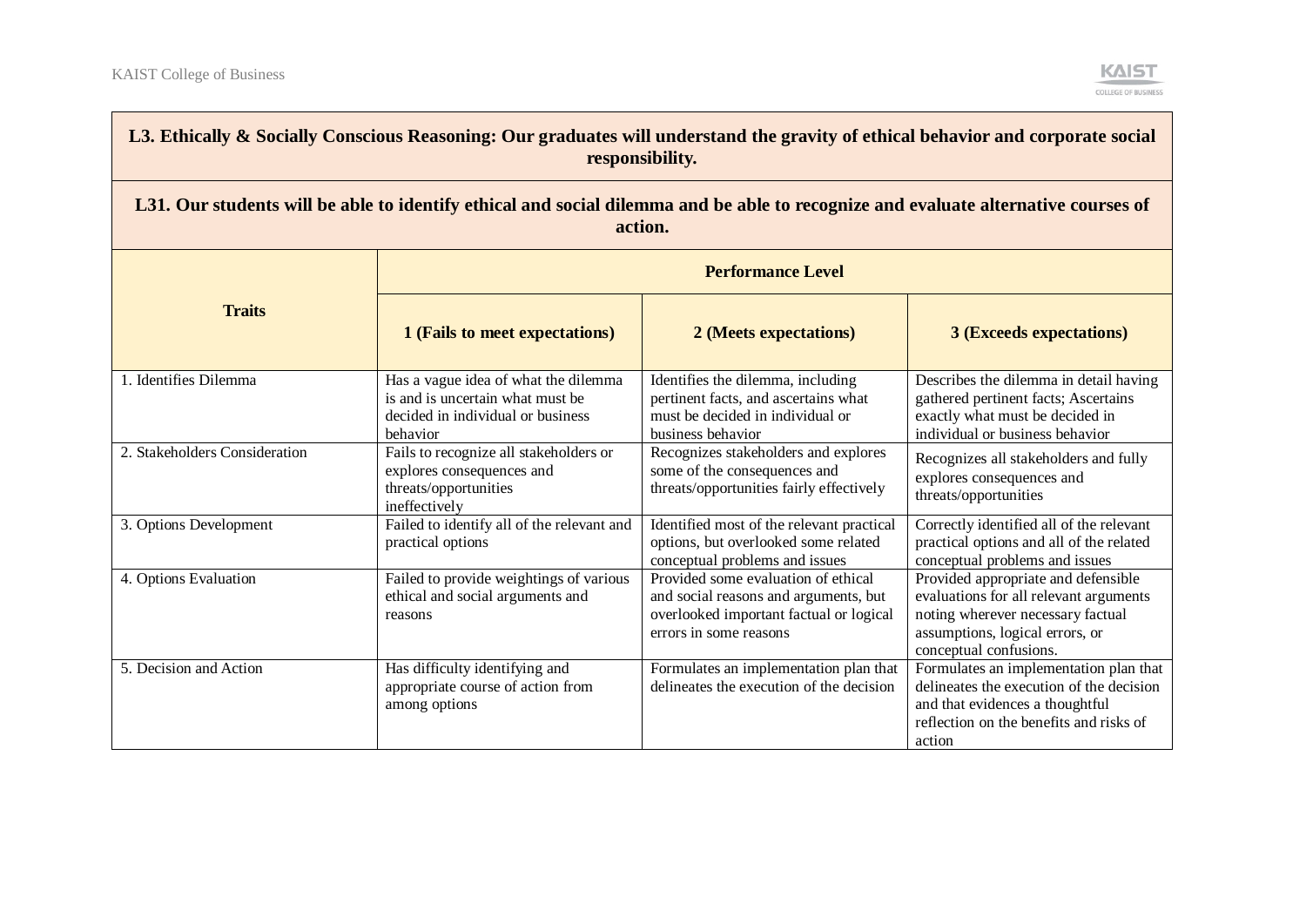| **L3. Ethically & Socially Conscious Reasoning: Our graduates will understand the gravity of ethical behavior and corporate social responsibility.** | | | |
|---|---|---|---|
| **L31. Our students will be able to identify ethical and social dilemma and be able to recognize and evaluate alternative courses of action.** | | | |
| **Traits** | **Performance Level** | | |
| | **1 (Fails to meet expectations)** | **2 (Meets expectations)** | **3 (Exceeds expectations)** |
| 1. Identifies Dilemma | Has a vague idea of what the dilemma is and is uncertain what must be decided in individual or business behavior | Identifies the dilemma, including pertinent facts, and ascertains what must be decided in individual or business behavior | Describes the dilemma in detail having gathered pertinent facts; Ascertains exactly what must be decided in individual or business behavior |
| 2. Stakeholders Consideration | Fails to recognize all stakeholders or explores consequences and threats/opportunities ineffectively | Recognizes stakeholders and explores some of the consequences and threats/opportunities fairly effectively | Recognizes all stakeholders and fully explores consequences and threats/opportunities |
| 3. Options Development | Failed to identify all of the relevant and practical options | Identified most of the relevant practical options, but overlooked some related conceptual problems and issues | Correctly identified all of the relevant practical options and all of the related conceptual problems and issues |
| 4. Options Evaluation | Failed to provide weightings of various ethical and social arguments and reasons | Provided some evaluation of ethical and social reasons and arguments, but overlooked important factual or logical errors in some reasons | Provided appropriate and defensible evaluations for all relevant arguments noting wherever necessary factual assumptions, logical errors, or conceptual confusions. |
| 5. Decision and Action | Has difficulty identifying and appropriate course of action from among options | Formulates an implementation plan that delineates the execution of the decision | Formulates an implementation plan that delineates the execution of the decision and that evidences a thoughtful reflection on the benefits and risks of action |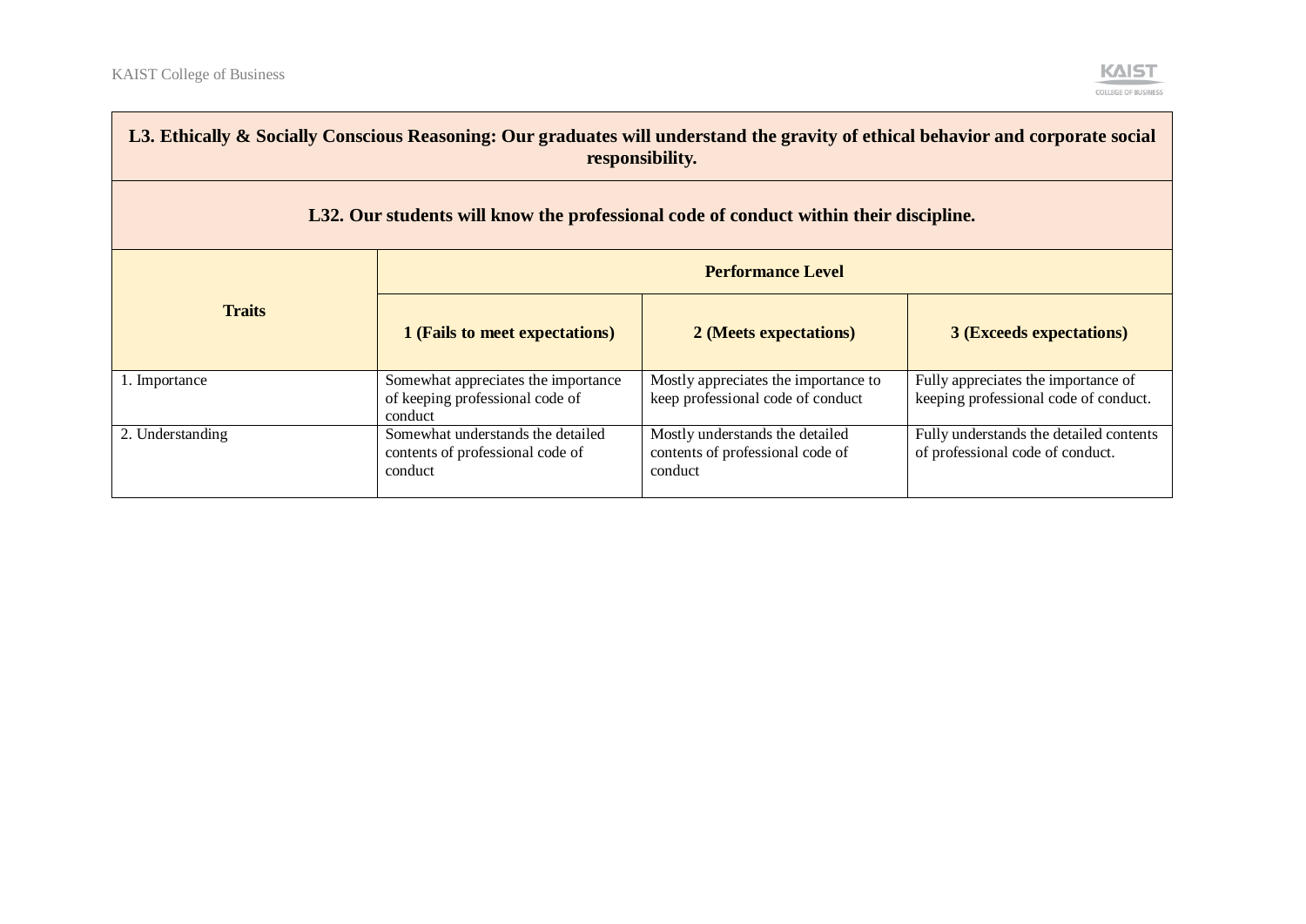| L3. Ethically & Socially Conscious Reasoning: Our graduates will understand the gravity of ethical behavior and corporate social responsibility. | | | |
|---|---|---|---|
| **L32. Our students will know the professional code of conduct within their discipline.** | | | |
| **Traits** | **Performance Level** | | |
| | **1 (Fails to meet expectations)** | **2 (Meets expectations)** | **3 (Exceeds expectations)** |
| 1. Importance | Somewhat appreciates the importance of keeping professional code of conduct | Mostly appreciates the importance to keep professional code of conduct | Fully appreciates the importance of keeping professional code of conduct. |
| 2. Understanding | Somewhat understands the detailed contents of professional code of conduct | Mostly understands the detailed contents of professional code of conduct | Fully understands the detailed contents of professional code of conduct. |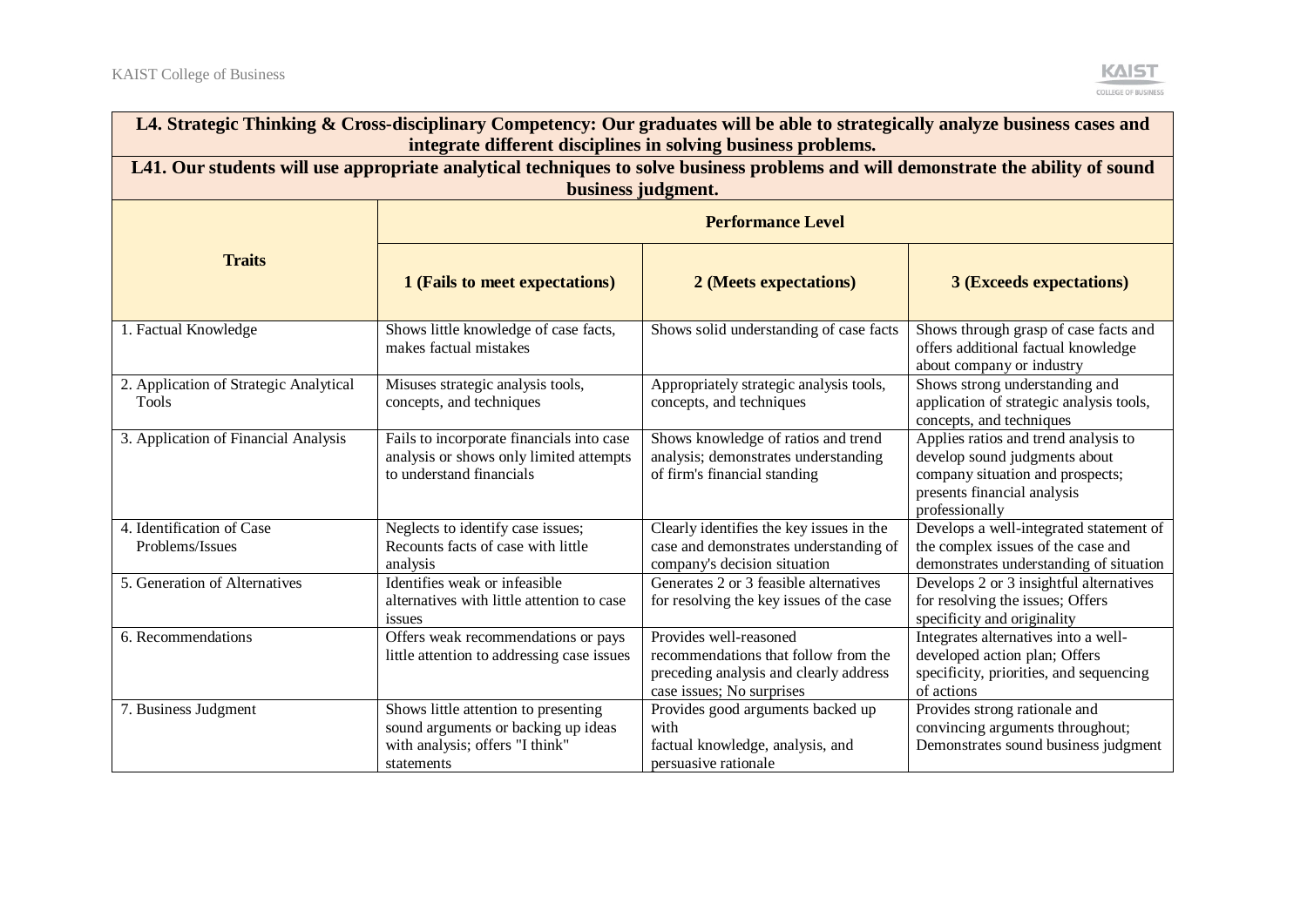| L4. Strategic Thinking & Cross-disciplinary Competency: Our graduates will be able to strategically analyze business cases and integrate different disciplines in solving business problems. | | | |
|---|---|---|---|
| **L41. Our students will use appropriate analytical techniques to solve business problems and will demonstrate the ability of sound business judgment.** | | | |
| **Traits** | **Performance Level** | | |
| | **1 (Fails to meet expectations)** | **2 (Meets expectations)** | **3 (Exceeds expectations)** |
| 1. Factual Knowledge | Shows little knowledge of case facts, makes factual mistakes | Shows solid understanding of case facts | Shows through grasp of case facts and offers additional factual knowledge about company or industry |
| 2. Application of Strategic Analytical Tools | Misuses strategic analysis tools, concepts, and techniques | Appropriately strategic analysis tools, concepts, and techniques | Shows strong understanding and application of strategic analysis tools, concepts, and techniques |
| 3. Application of Financial Analysis | Fails to incorporate financials into case analysis or shows only limited attempts to understand financials | Shows knowledge of ratios and trend analysis; demonstrates understanding of firm's financial standing | Applies ratios and trend analysis to develop sound judgments about company situation and prospects; presents financial analysis professionally |
| 4. Identification of Case Problems/Issues | Neglects to identify case issues; Recounts facts of case with little analysis | Clearly identifies the key issues in the case and demonstrates understanding of company's decision situation | Develops a well-integrated statement of the complex issues of the case and demonstrates understanding of situation |
| 5. Generation of Alternatives | Identifies weak or infeasible alternatives with little attention to case issues | Generates 2 or 3 feasible alternatives for resolving the key issues of the case | Develops 2 or 3 insightful alternatives for resolving the issues; Offers specificity and originality |
| 6. Recommendations | Offers weak recommendations or pays little attention to addressing case issues | Provides well-reasoned recommendations that follow from the preceding analysis and clearly address case issues; No surprises | Integrates alternatives into a well-developed action plan; Offers specificity, priorities, and sequencing of actions |
| 7. Business Judgment | Shows little attention to presenting sound arguments or backing up ideas with analysis; offers "I think" statements | Provides good arguments backed up with factual knowledge, analysis, and persuasive rationale | Provides strong rationale and convincing arguments throughout; Demonstrates sound business judgment |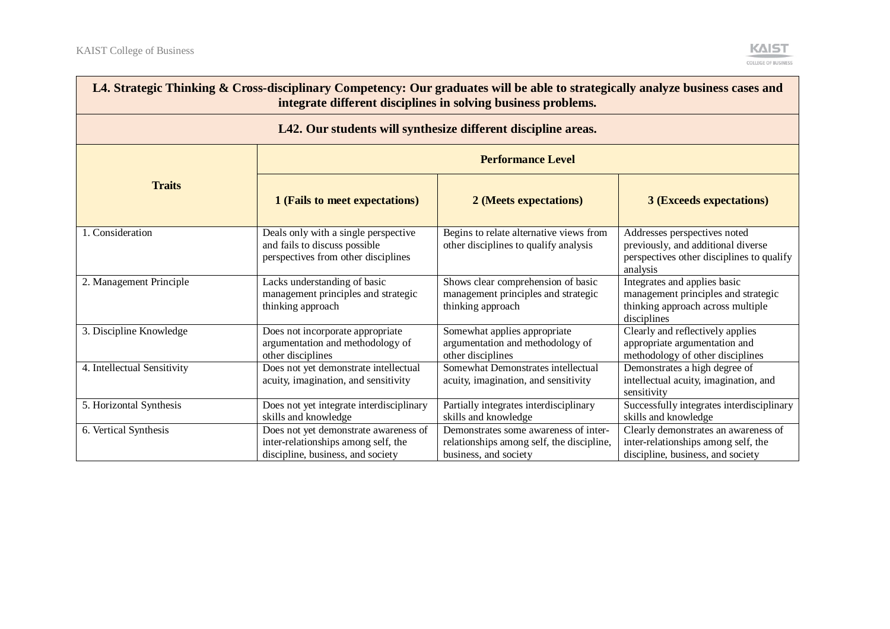| L4. Strategic Thinking & Cross-disciplinary Competency: Our graduates will be able to strategically analyze business cases and integrate different disciplines in solving business problems. | | | |
|---|---|---|---|
| **L42. Our students will synthesize different discipline areas.** | | | |
| **Traits** | **Performance Level** | | |
| | **1 (Fails to meet expectations)** | **2 (Meets expectations)** | **3 (Exceeds expectations)** |
| 1. Consideration | Deals only with a single perspective and fails to discuss possible perspectives from other disciplines | Begins to relate alternative views from other disciplines to qualify analysis | Addresses perspectives noted previously, and additional diverse perspectives other disciplines to qualify analysis |
| 2. Management Principle | Lacks understanding of basic management principles and strategic thinking approach | Shows clear comprehension of basic management principles and strategic thinking approach | Integrates and applies basic management principles and strategic thinking approach across multiple disciplines |
| 3. Discipline Knowledge | Does not incorporate appropriate argumentation and methodology of other disciplines | Somewhat applies appropriate argumentation and methodology of other disciplines | Clearly and reflectively applies appropriate argumentation and methodology of other disciplines |
| 4. Intellectual Sensitivity | Does not demonstrate intellectual acuity, imagination, and sensitivity | Somewhat Demonstrates intellectual acuity, imagination, and sensitivity | Demonstrates a high degree of intellectual acuity, imagination, and sensitivity |
| 5. Horizontal Synthesis | Does not yet integrate interdisciplinary skills and knowledge | Partially integrates interdisciplinary skills and knowledge | Successfully integrates interdisciplinary skills and knowledge |
| 6. Vertical Synthesis | Does not yet demonstrate awareness of inter-relationships among self, the discipline, business, and society | Demonstrates some awareness of inter-relationships among self, the discipline, business, and society | Clearly demonstrates an awareness of inter-relationships among self, the discipline, business, and society |